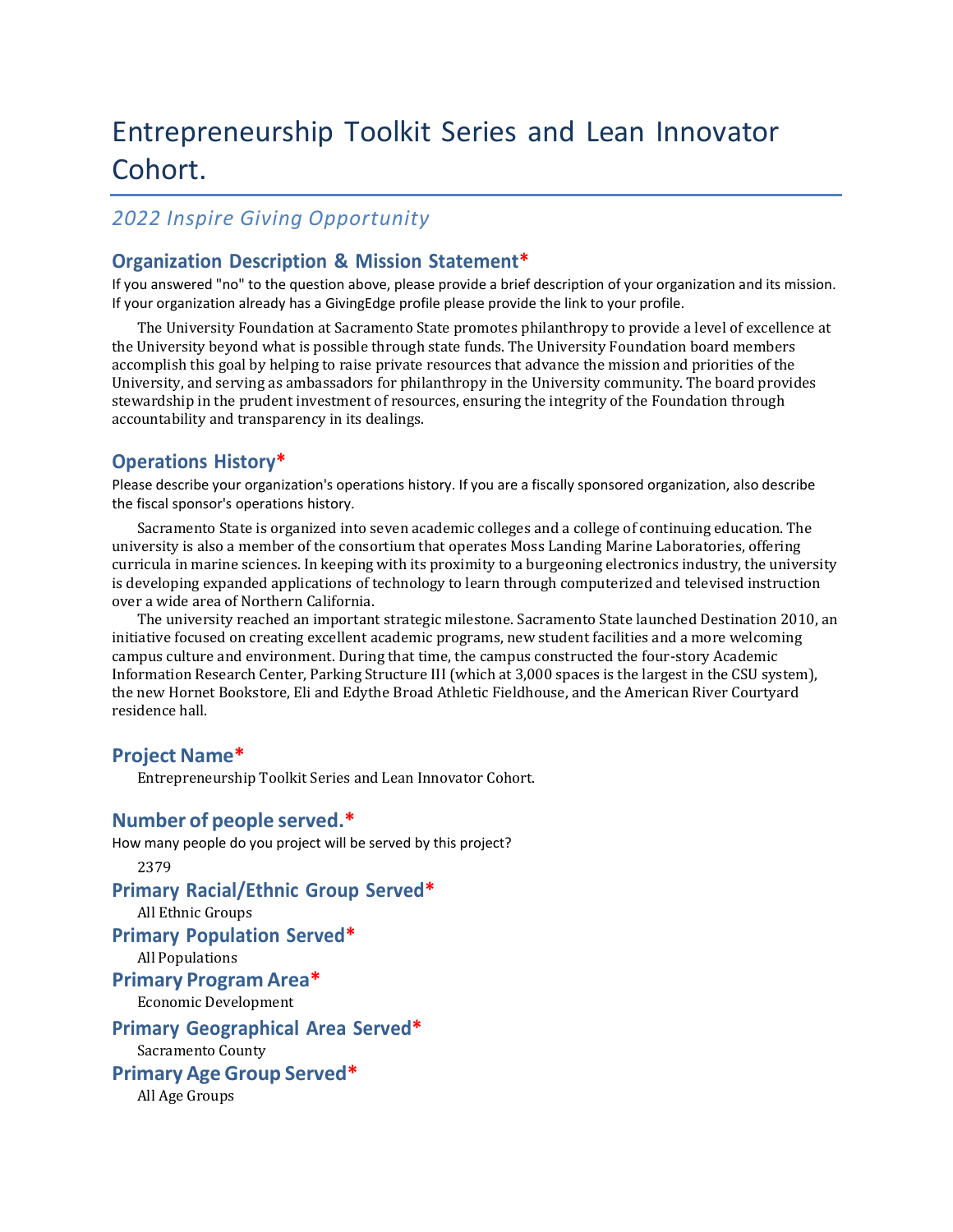# Entrepreneurship Toolkit Series and Lean Innovator Cohort.

## *2022 Inspire Giving Opportunity*

### Organization Description & Mission Statement*

If you answered "no" to the question above, please provide a brief description of your organization and its mission. If your organization already has a GivingEdge profile please provide the link to your profile.

The University Foundation at Sacramento State promotes philanthropy to provide a level of excellence at the University beyond what is possible through state funds. The University Foundation board members accomplish this goal by helping to raise private resources that advance the mission and priorities of the University, and serving as ambassadors for philanthropy in the University community. The board provides stewardship in the prudent investment of resources, ensuring the integrity of the Foundation through accountability and transparency in its dealings.

### Operations History*

Please describe your organization's operations history. If you are a fiscally sponsored organization, also describe the fiscal sponsor's operations history.

Sacramento State is organized into seven academic colleges and a college of continuing education. The university is also a member of the consortium that operates Moss Landing Marine Laboratories, offering curricula in marine sciences. In keeping with its proximity to a burgeoning electronics industry, the university is developing expanded applications of technology to learn through computerized and televised instruction over a wide area of Northern California.

The university reached an important strategic milestone. Sacramento State launched Destination 2010, an initiative focused on creating excellent academic programs, new student facilities and a more welcoming campus culture and environment. During that time, the campus constructed the four-story Academic Information Research Center, Parking Structure III (which at 3,000 spaces is the largest in the CSU system), the new Hornet Bookstore, Eli and Edythe Broad Athletic Fieldhouse, and the American River Courtyard residence hall.

### Project Name*

Entrepreneurship Toolkit Series and Lean Innovator Cohort.

### Number of people served.*

How many people do you project will be served by this project?

2379

### Primary Racial/Ethnic Group Served*

All Ethnic Groups

### Primary Population Served*

All Populations

### Primary Program Area*

Economic Development

### Primary Geographical Area Served*

Sacramento County

### Primary Age Group Served*

All Age Groups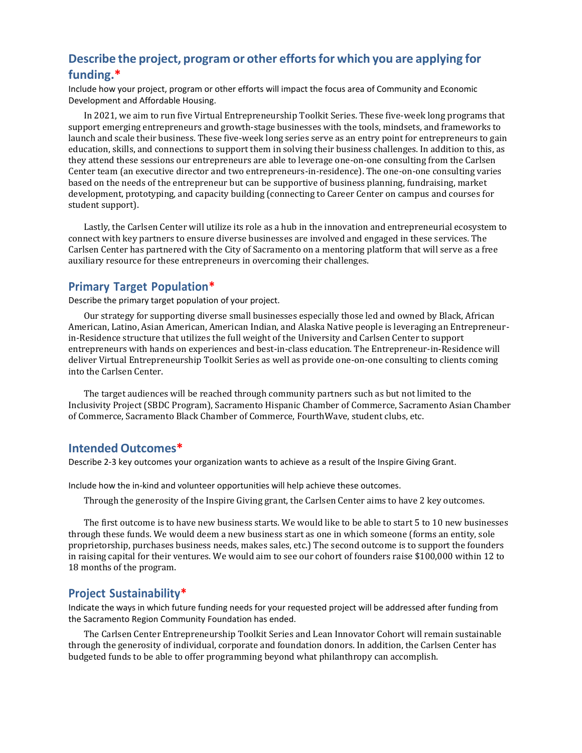## Describe the project, program or other efforts for which you are applying for funding.*

Include how your project, program or other efforts will impact the focus area of Community and Economic Development and Affordable Housing.

In 2021, we aim to run five Virtual Entrepreneurship Toolkit Series. These five-week long programs that support emerging entrepreneurs and growth-stage businesses with the tools, mindsets, and frameworks to launch and scale their business. These five-week long series serve as an entry point for entrepreneurs to gain education, skills, and connections to support them in solving their business challenges. In addition to this, as they attend these sessions our entrepreneurs are able to leverage one-on-one consulting from the Carlsen Center team (an executive director and two entrepreneurs-in-residence). The one-on-one consulting varies based on the needs of the entrepreneur but can be supportive of business planning, fundraising, market development, prototyping, and capacity building (connecting to Career Center on campus and courses for student support).

Lastly, the Carlsen Center will utilize its role as a hub in the innovation and entrepreneurial ecosystem to connect with key partners to ensure diverse businesses are involved and engaged in these services. The Carlsen Center has partnered with the City of Sacramento on a mentoring platform that will serve as a free auxiliary resource for these entrepreneurs in overcoming their challenges.

## Primary Target Population*

Describe the primary target population of your project.

Our strategy for supporting diverse small businesses especially those led and owned by Black, African American, Latino, Asian American, American Indian, and Alaska Native people is leveraging an Entrepreneur-in-Residence structure that utilizes the full weight of the University and Carlsen Center to support entrepreneurs with hands on experiences and best-in-class education. The Entrepreneur-in-Residence will deliver Virtual Entrepreneurship Toolkit Series as well as provide one-on-one consulting to clients coming into the Carlsen Center.

The target audiences will be reached through community partners such as but not limited to the Inclusivity Project (SBDC Program), Sacramento Hispanic Chamber of Commerce, Sacramento Asian Chamber of Commerce, Sacramento Black Chamber of Commerce, FourthWave, student clubs, etc.

## Intended Outcomes*

Describe 2-3 key outcomes your organization wants to achieve as a result of the Inspire Giving Grant.

Include how the in-kind and volunteer opportunities will help achieve these outcomes.

Through the generosity of the Inspire Giving grant, the Carlsen Center aims to have 2 key outcomes.

The first outcome is to have new business starts. We would like to be able to start 5 to 10 new businesses through these funds. We would deem a new business start as one in which someone (forms an entity, sole proprietorship, purchases business needs, makes sales, etc.) The second outcome is to support the founders in raising capital for their ventures. We would aim to see our cohort of founders raise $100,000 within 12 to 18 months of the program.

## Project Sustainability*

Indicate the ways in which future funding needs for your requested project will be addressed after funding from the Sacramento Region Community Foundation has ended.

The Carlsen Center Entrepreneurship Toolkit Series and Lean Innovator Cohort will remain sustainable through the generosity of individual, corporate and foundation donors. In addition, the Carlsen Center has budgeted funds to be able to offer programming beyond what philanthropy can accomplish.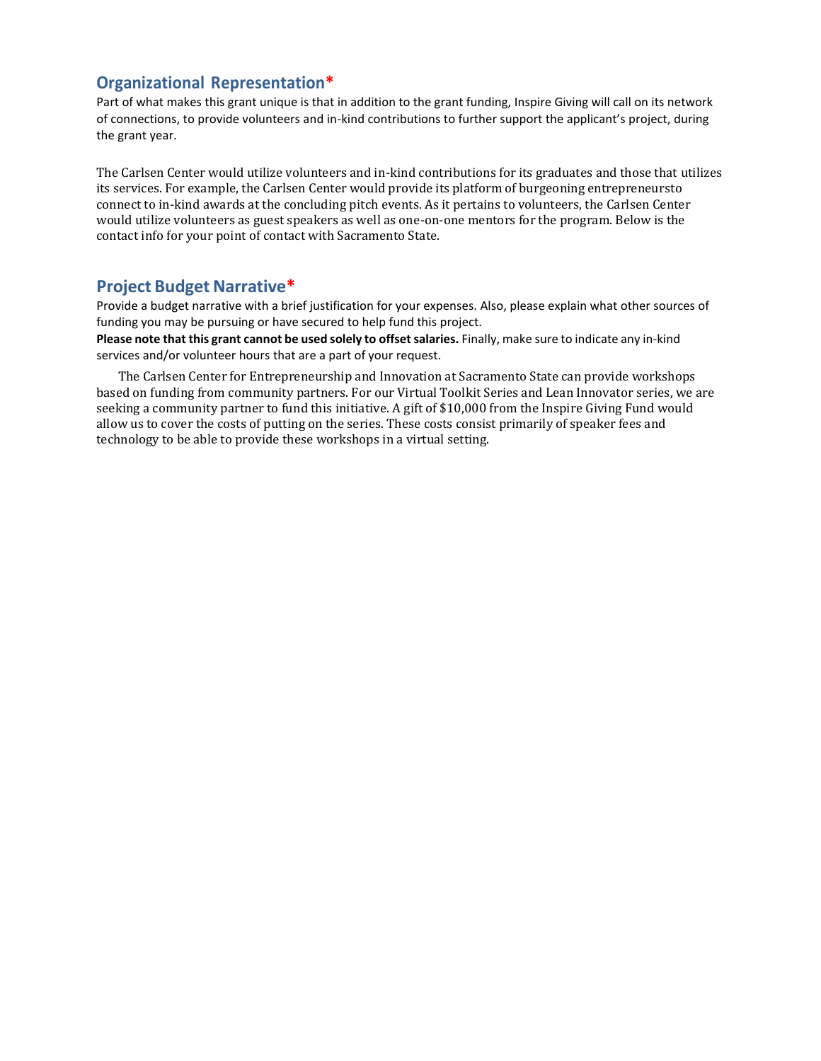## Organizational Representation*

Part of what makes this grant unique is that in addition to the grant funding, Inspire Giving will call on its network of connections, to provide volunteers and in-kind contributions to further support the applicant's project, during the grant year.

The Carlsen Center would utilize volunteers and in-kind contributions for its graduates and those that utilizes its services. For example, the Carlsen Center would provide its platform of burgeoning entrepreneursto connect to in-kind awards at the concluding pitch events. As it pertains to volunteers, the Carlsen Center would utilize volunteers as guest speakers as well as one-on-one mentors for the program. Below is the contact info for your point of contact with Sacramento State.

## Project Budget Narrative*

Provide a budget narrative with a brief justification for your expenses. Also, please explain what other sources of funding you may be pursuing or have secured to help fund this project.

**Please note that this grant cannot be used solely to offset salaries.** Finally, make sure to indicate any in-kind services and/or volunteer hours that are a part of your request.

The Carlsen Center for Entrepreneurship and Innovation at Sacramento State can provide workshops based on funding from community partners. For our Virtual Toolkit Series and Lean Innovator series, we are seeking a community partner to fund this initiative. A gift of $10,000 from the Inspire Giving Fund would allow us to cover the costs of putting on the series. These costs consist primarily of speaker fees and technology to be able to provide these workshops in a virtual setting.